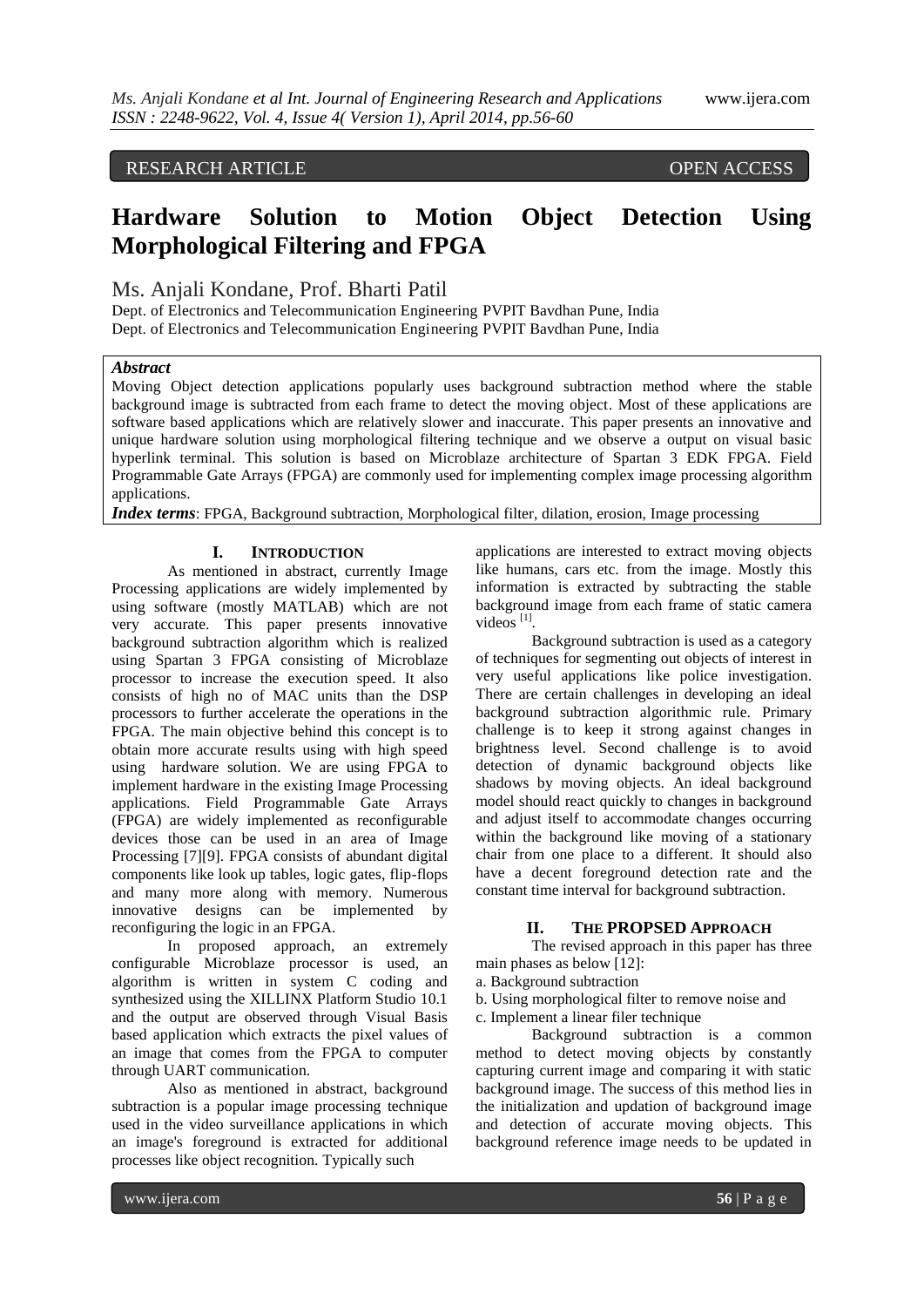RESEARCH ARTICLE OPEN ACCESS

# Hardware Solution to Motion Object Detection Using Morphological Filtering and FPGA

Ms. Anjali Kondane, Prof. Bharti Patil

Dept. of Electronics and Telecommunication Engineering PVPIT Bavdhan Pune, India
Dept. of Electronics and Telecommunication Engineering PVPIT Bavdhan Pune, India

***Abstract***

Moving Object detection applications popularly uses background subtraction method where the stable background image is subtracted from each frame to detect the moving object. Most of these applications are software based applications which are relatively slower and inaccurate. This paper presents an innovative and unique hardware solution using morphological filtering technique and we observe a output on visual basic hyperlink terminal. This solution is based on Microblaze architecture of Spartan 3 EDK FPGA. Field Programmable Gate Arrays (FPGA) are commonly used for implementing complex image processing algorithm applications.

***Index terms***: FPGA, Background subtraction, Morphological filter, dilation, erosion, Image processing

## I. Introduction

As mentioned in abstract, currently Image Processing applications are widely implemented by using software (mostly MATLAB) which are not very accurate. This paper presents innovative background subtraction algorithm which is realized using Spartan 3 FPGA consisting of Microblaze processor to increase the execution speed. It also consists of high no of MAC units than the DSP processors to further accelerate the operations in the FPGA. The main objective behind this concept is to obtain more accurate results using with high speed using hardware solution. We are using FPGA to implement hardware in the existing Image Processing applications. Field Programmable Gate Arrays (FPGA) are widely implemented as reconfigurable devices those can be used in an area of Image Processing [7][9]. FPGA consists of abundant digital components like look up tables, logic gates, flip-flops and many more along with memory. Numerous innovative designs can be implemented by reconfiguring the logic in an FPGA.

In proposed approach, an extremely configurable Microblaze processor is used, an algorithm is written in system C coding and synthesized using the XILLINX Platform Studio 10.1 and the output are observed through Visual Basis based application which extracts the pixel values of an image that comes from the FPGA to computer through UART communication.

Also as mentioned in abstract, background subtraction is a popular image processing technique used in the video surveillance applications in which an image's foreground is extracted for additional processes like object recognition. Typically such applications are interested to extract moving objects like humans, cars etc. from the image. Mostly this information is extracted by subtracting the stable background image from each frame of static camera videos [1].

Background subtraction is used as a category of techniques for segmenting out objects of interest in very useful applications like police investigation. There are certain challenges in developing an ideal background subtraction algorithmic rule. Primary challenge is to keep it strong against changes in brightness level. Second challenge is to avoid detection of dynamic background objects like shadows by moving objects. An ideal background model should react quickly to changes in background and adjust itself to accommodate changes occurring within the background like moving of a stationary chair from one place to a different. It should also have a decent foreground detection rate and the constant time interval for background subtraction.

## II. The Propsed Approach

The revised approach in this paper has three main phases as below [12]:

a. Background subtraction

b. Using morphological filter to remove noise and

c. Implement a linear filer technique

Background subtraction is a common method to detect moving objects by constantly capturing current image and comparing it with static background image. The success of this method lies in the initialization and updation of background image and detection of accurate moving objects. This background reference image needs to be updated in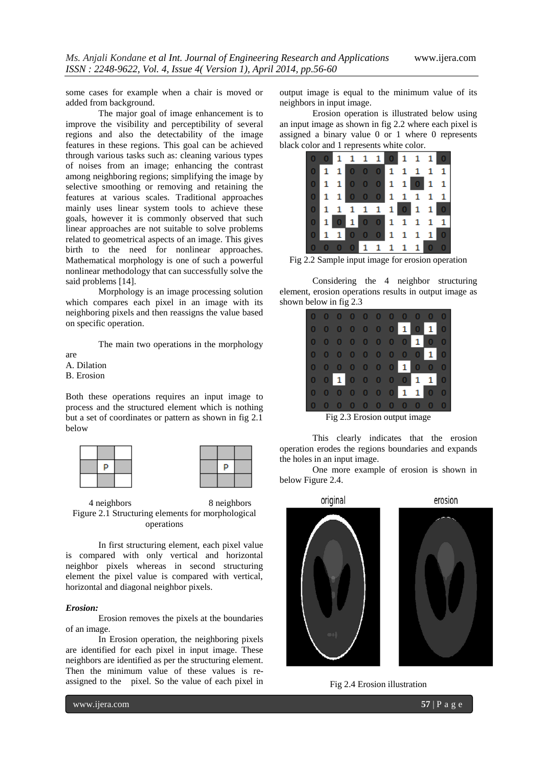some cases for example when a chair is moved or added from background.

The major goal of image enhancement is to improve the visibility and perceptibility of several regions and also the detectability of the image features in these regions. This goal can be achieved through various tasks such as: cleaning various types of noises from an image; enhancing the contrast among neighboring regions; simplifying the image by selective smoothing or removing and retaining the features at various scales. Traditional approaches mainly uses linear system tools to achieve these goals, however it is commonly observed that such linear approaches are not suitable to solve problems related to geometrical aspects of an image. This gives birth to the need for nonlinear approaches. Mathematical morphology is one of such a powerful nonlinear methodology that can successfully solve the said problems [14].

Morphology is an image processing solution which compares each pixel in an image with its neighboring pixels and then reassigns the value based on specific operation.

The main two operations in the morphology are

A. Dilation
B. Erosion

Both these operations requires an input image to process and the structured element which is nothing but a set of coordinates or pattern as shown in fig 2.1 below

| | | |
|---|---|---|
| | | |
| | P | |
| | | |

| | | |
|---|---|---|
| | | |
| | P | |
| | | |

4 neighbors 8 neighbors

Figure 2.1 Structuring elements for morphological operations

In first structuring element, each pixel value is compared with only vertical and horizontal neighbor pixels whereas in second structuring element the pixel value is compared with vertical, horizontal and diagonal neighbor pixels.

***Erosion:***

Erosion removes the pixels at the boundaries of an image.

In Erosion operation, the neighboring pixels are identified for each pixel in input image. These neighbors are identified as per the structuring element. Then the minimum value of these values is re-assigned to the pixel. So the value of each pixel in output image is equal to the minimum value of its neighbors in input image.

Erosion operation is illustrated below using an input image as shown in fig 2.2 where each pixel is assigned a binary value 0 or 1 where 0 represents black color and 1 represents white color.

| | | | | | | | | | | |
|---|---|---|---|---|---|---|---|---|---|---|
| 0 | 0 | 1 | 1 | 1 | 1 | 0 | 1 | 1 | 1 | 0 |
| 0 | 1 | 1 | 0 | 0 | 0 | 1 | 1 | 1 | 1 | 1 |
| 0 | 1 | 1 | 0 | 0 | 0 | 1 | 1 | 0 | 1 | 1 |
| 0 | 1 | 1 | 0 | 0 | 0 | 1 | 1 | 1 | 1 | 1 |
| 0 | 1 | 1 | 1 | 1 | 1 | 1 | 0 | 1 | 1 | 0 |
| 0 | 1 | 0 | 1 | 0 | 0 | 1 | 1 | 1 | 1 | 1 |
| 0 | 1 | 1 | 0 | 0 | 0 | 1 | 1 | 1 | 1 | 0 |
| 0 | 0 | 0 | 0 | 1 | 1 | 1 | 1 | 1 | 0 | 0 |

Fig 2.2 Sample input image for erosion operation

Considering the 4 neighbor structuring element, erosion operations results in output image as shown below in fig 2.3

| | | | | | | | | | | |
|---|---|---|---|---|---|---|---|---|---|---|
| 0 | 0 | 0 | 0 | 0 | 0 | 0 | 0 | 0 | 0 | 0 |
| 0 | 0 | 0 | 0 | 0 | 0 | 0 | 1 | 0 | 1 | 0 |
| 0 | 0 | 0 | 0 | 0 | 0 | 0 | 0 | 1 | 0 | 0 |
| 0 | 0 | 0 | 0 | 0 | 0 | 0 | 0 | 0 | 1 | 0 |
| 0 | 0 | 0 | 0 | 0 | 0 | 0 | 1 | 0 | 0 | 0 |
| 0 | 0 | 1 | 0 | 0 | 0 | 0 | 0 | 1 | 1 | 0 |
| 0 | 0 | 0 | 0 | 0 | 0 | 0 | 1 | 1 | 0 | 0 |
| 0 | 0 | 0 | 0 | 0 | 0 | 0 | 0 | 0 | 0 | 0 |

Fig 2.3 Erosion output image

This clearly indicates that the erosion operation erodes the regions boundaries and expands the holes in an input image.

One more example of erosion is shown in below Figure 2.4.

original erosion

Fig 2.4 Erosion illustration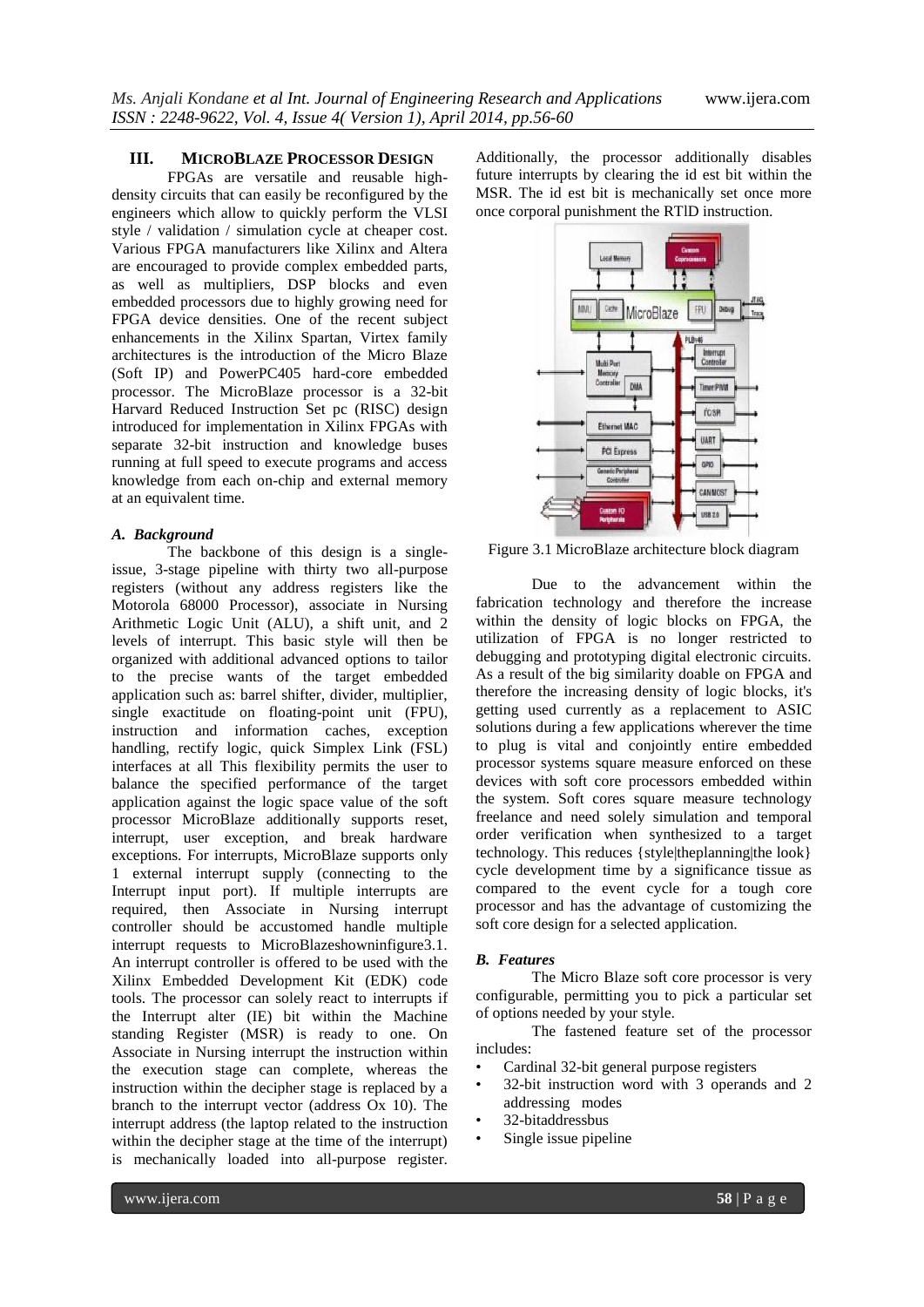## III. MICROBLAZE PROCESSOR DESIGN

FPGAs are versatile and reusable high-density circuits that can easily be reconfigured by the engineers which allow to quickly perform the VLSI style / validation / simulation cycle at cheaper cost. Various FPGA manufacturers like Xilinx and Altera are encouraged to provide complex embedded parts, as well as multipliers, DSP blocks and even embedded processors due to highly growing need for FPGA device densities. One of the recent subject enhancements in the Xilinx Spartan, Virtex family architectures is the introduction of the Micro Blaze (Soft IP) and PowerPC405 hard-core embedded processor. The MicroBlaze processor is a 32-bit Harvard Reduced Instruction Set pc (RISC) design introduced for implementation in Xilinx FPGAs with separate 32-bit instruction and knowledge buses running at full speed to execute programs and access knowledge from each on-chip and external memory at an equivalent time.

### *A. Background*

The backbone of this design is a single-issue, 3-stage pipeline with thirty two all-purpose registers (without any address registers like the Motorola 68000 Processor), associate in Nursing Arithmetic Logic Unit (ALU), a shift unit, and 2 levels of interrupt. This basic style will then be organized with additional advanced options to tailor to the precise wants of the target embedded application such as: barrel shifter, divider, multiplier, single exactitude on floating-point unit (FPU), instruction and information caches, exception handling, rectify logic, quick Simplex Link (FSL) interfaces at all This flexibility permits the user to balance the specified performance of the target application against the logic space value of the soft processor MicroBlaze additionally supports reset, interrupt, user exception, and break hardware exceptions. For interrupts, MicroBlaze supports only 1 external interrupt supply (connecting to the Interrupt input port). If multiple interrupts are required, then Associate in Nursing interrupt controller should be accustomed handle multiple interrupt requests to MicroBlazeshowninfigure3.1. An interrupt controller is offered to be used with the Xilinx Embedded Development Kit (EDK) code tools. The processor can solely react to interrupts if the Interrupt alter (IE) bit within the Machine standing Register (MSR) is ready to one. On Associate in Nursing interrupt the instruction within the execution stage can complete, whereas the instruction within the decipher stage is replaced by a branch to the interrupt vector (address Ox 10). The interrupt address (the laptop related to the instruction within the decipher stage at the time of the interrupt) is mechanically loaded into all-purpose register. Additionally, the processor additionally disables future interrupts by clearing the id est bit within the MSR. The id est bit is mechanically set once more once corporal punishment the RTlD instruction.

Figure 3.1 MicroBlaze architecture block diagram

Due to the advancement within the fabrication technology and therefore the increase within the density of logic blocks on FPGA, the utilization of FPGA is no longer restricted to debugging and prototyping digital electronic circuits. As a result of the big similarity doable on FPGA and therefore the increasing density of logic blocks, it's getting used currently as a replacement to ASIC solutions during a few applications wherever the time to plug is vital and conjointly entire embedded processor systems square measure enforced on these devices with soft core processors embedded within the system. Soft cores square measure technology freelance and need solely simulation and temporal order verification when synthesized to a target technology. This reduces {style|theplanning|the look} cycle development time by a significance tissue as compared to the event cycle for a tough core processor and has the advantage of customizing the soft core design for a selected application.

### *B. Features*

The Micro Blaze soft core processor is very configurable, permitting you to pick a particular set of options needed by your style.

The fastened feature set of the processor includes:

- Cardinal 32-bit general purpose registers
- 32-bit instruction word with 3 operands and 2 addressing modes
- 32-bitaddressbus
- Single issue pipeline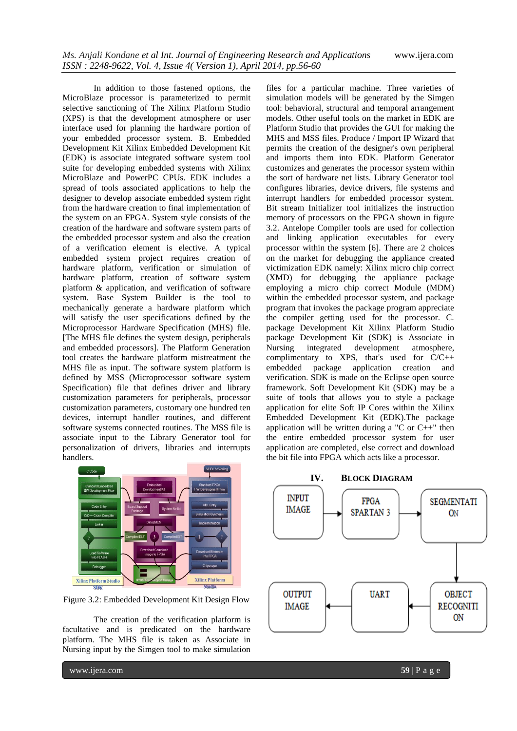In addition to those fastened options, the MicroBlaze processor is parameterized to permit selective sanctioning of The Xilinx Platform Studio (XPS) is that the development atmosphere or user interface used for planning the hardware portion of your embedded processor system. B. Embedded Development Kit Xilinx Embedded Development Kit (EDK) is associate integrated software system tool suite for developing embedded systems with Xilinx MicroBlaze and PowerPC CPUs. EDK includes a spread of tools associated applications to help the designer to develop associate embedded system right from the hardware creation to final implementation of the system on an FPGA. System style consists of the creation of the hardware and software system parts of the embedded processor system and also the creation of a verification element is elective. A typical embedded system project requires creation of hardware platform, verification or simulation of hardware platform, creation of software system platform & application, and verification of software system. Base System Builder is the tool to mechanically generate a hardware platform which will satisfy the user specifications defined by the Microprocessor Hardware Specification (MHS) file. [The MHS file defines the system design, peripherals and embedded processors]. The Platform Generation tool creates the hardware platform mistreatment the MHS file as input. The software system platform is defined by MSS (Microprocessor software system Specification) file that defines driver and library customization parameters for peripherals, processor customization parameters, customary one hundred ten devices, interrupt handler routines, and different software systems connected routines. The MSS file is associate input to the Library Generator tool for personalization of drivers, libraries and interrupts handlers.

Figure 3.2: Embedded Development Kit Design Flow

The creation of the verification platform is facultative and is predicated on the hardware platform. The MHS file is taken as Associate in Nursing input by the Simgen tool to make simulation files for a particular machine. Three varieties of simulation models will be generated by the Simgen tool: behavioral, structural and temporal arrangement models. Other useful tools on the market in EDK are Platform Studio that provides the GUI for making the MHS and MSS files. Produce / Import IP Wizard that permits the creation of the designer's own peripheral and imports them into EDK. Platform Generator customizes and generates the processor system within the sort of hardware net lists. Library Generator tool configures libraries, device drivers, file systems and interrupt handlers for embedded processor system. Bit stream Initializer tool initializes the instruction memory of processors on the FPGA shown in figure 3.2. Antelope Compiler tools are used for collection and linking application executables for every processor within the system [6]. There are 2 choices on the market for debugging the appliance created victimization EDK namely: Xilinx micro chip correct (XMD) for debugging the appliance package employing a micro chip correct Module (MDM) within the embedded processor system, and package program that invokes the package program appreciate the compiler getting used for the processor. C. package Development Kit Xilinx Platform Studio package Development Kit (SDK) is Associate in Nursing integrated development atmosphere, complimentary to XPS, that's used for C/C++ embedded package application creation and verification. SDK is made on the Eclipse open source framework. Soft Development Kit (SDK) may be a suite of tools that allows you to a package application for elite Soft IP Cores within the Xilinx Embedded Development Kit (EDK).The package application will be written during a "C or C++" then the entire embedded processor system for user application are completed, else correct and download the bit file into FPGA which acts like a processor.

## IV. BLOCK DIAGRAM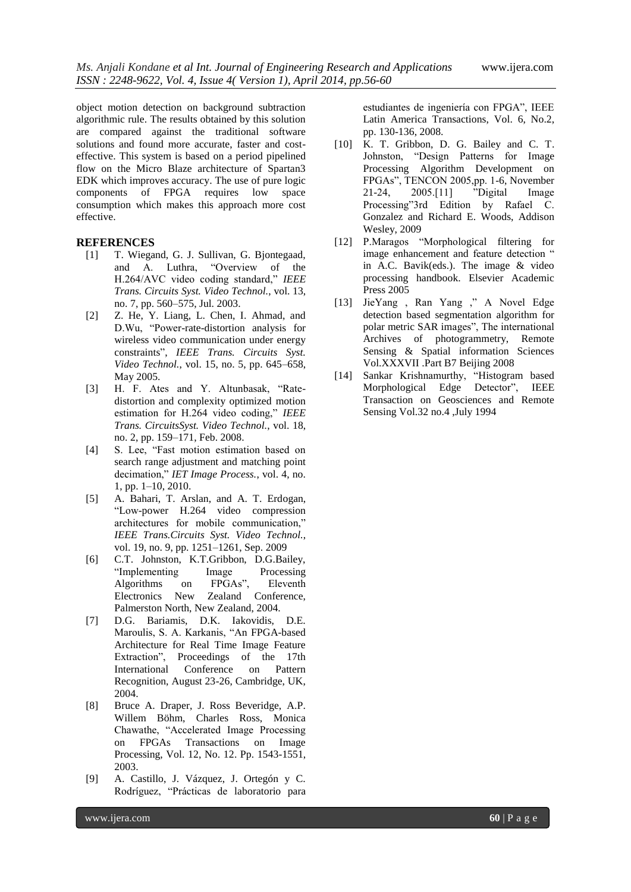object motion detection on background subtraction algorithmic rule. The results obtained by this solution are compared against the traditional software solutions and found more accurate, faster and cost-effective. This system is based on a period pipelined flow on the Micro Blaze architecture of Spartan3 EDK which improves accuracy. The use of pure logic components of FPGA requires low space consumption which makes this approach more cost effective.

## REFERENCES

- [1] T. Wiegand, G. J. Sullivan, G. Bjontegaad, and A. Luthra, "Overview of the H.264/AVC video coding standard," *IEEE Trans. Circuits Syst. Video Technol.*, vol. 13, no. 7, pp. 560–575, Jul. 2003.
- [2] Z. He, Y. Liang, L. Chen, I. Ahmad, and D.Wu, "Power-rate-distortion analysis for wireless video communication under energy constraints", *IEEE Trans. Circuits Syst. Video Technol.*, vol. 15, no. 5, pp. 645–658, May 2005.
- [3] H. F. Ates and Y. Altunbasak, "Rate-distortion and complexity optimized motion estimation for H.264 video coding," *IEEE Trans. CircuitsSyst. Video Technol.*, vol. 18, no. 2, pp. 159–171, Feb. 2008.
- [4] S. Lee, "Fast motion estimation based on search range adjustment and matching point decimation," *IET Image Process.*, vol. 4, no. 1, pp. 1–10, 2010.
- [5] A. Bahari, T. Arslan, and A. T. Erdogan, "Low-power H.264 video compression architectures for mobile communication," *IEEE Trans.Circuits Syst. Video Technol.*, vol. 19, no. 9, pp. 1251–1261, Sep. 2009
- [6] C.T. Johnston, K.T.Gribbon, D.G.Bailey, "Implementing Image Processing Algorithms on FPGAs", Eleventh Electronics New Zealand Conference, Palmerston North, New Zealand, 2004.
- [7] D.G. Bariamis, D.K. Iakovidis, D.E. Maroulis, S. A. Karkanis, "An FPGA-based Architecture for Real Time Image Feature Extraction", Proceedings of the 17th International Conference on Pattern Recognition, August 23-26, Cambridge, UK, 2004.
- [8] Bruce A. Draper, J. Ross Beveridge, A.P. Willem Böhm, Charles Ross, Monica Chawathe, "Accelerated Image Processing on FPGAs Transactions on Image Processing, Vol. 12, No. 12. Pp. 1543-1551, 2003.
- [9] A. Castillo, J. Vázquez, J. Ortegón y C. Rodríguez, "Prácticas de laboratorio para estudiantes de ingeniería con FPGA", IEEE Latin America Transactions, Vol. 6, No.2, pp. 130-136, 2008.
- [10] K. T. Gribbon, D. G. Bailey and C. T. Johnston, "Design Patterns for Image Processing Algorithm Development on FPGAs", TENCON 2005,pp. 1-6, November 21-24, 2005.[11] "Digital Image Processing"3rd Edition by Rafael C. Gonzalez and Richard E. Woods, Addison Wesley, 2009
- [12] P.Maragos "Morphological filtering for image enhancement and feature detection " in A.C. Bavik(eds.). The image & video processing handbook. Elsevier Academic Press 2005
- [13] JieYang , Ran Yang ," A Novel Edge detection based segmentation algorithm for polar metric SAR images", The international Archives of photogrammetry, Remote Sensing & Spatial information Sciences Vol.XXXVII .Part B7 Beijing 2008
- [14] Sankar Krishnamurthy, "Histogram based Morphological Edge Detector", IEEE Transaction on Geosciences and Remote Sensing Vol.32 no.4 ,July 1994